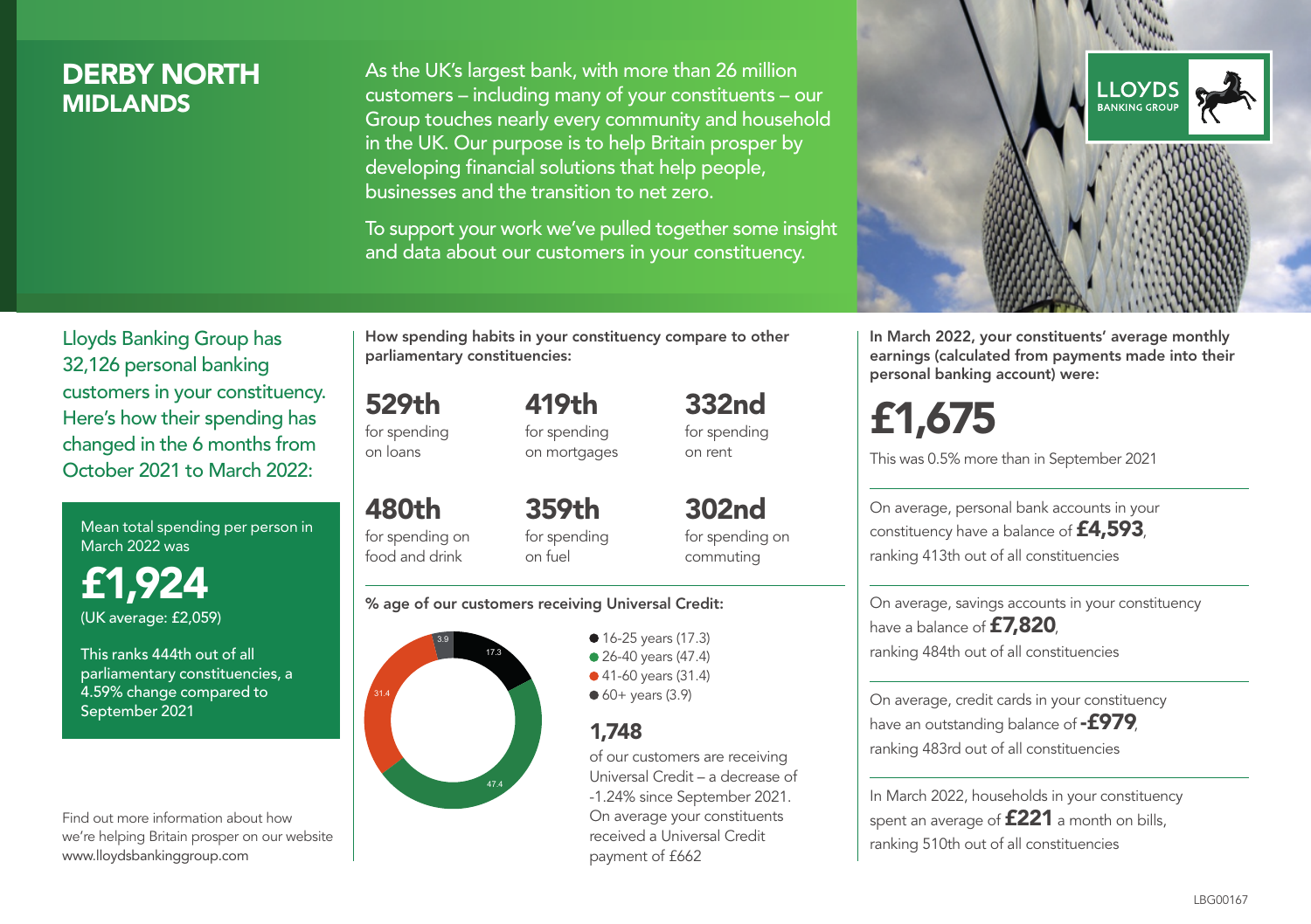# DERBY NORTH
## MIDLANDS

As the UK's largest bank, with more than 26 million customers – including many of your constituents – our Group touches nearly every community and household in the UK. Our purpose is to help Britain prosper by developing financial solutions that help people, businesses and the transition to net zero.

To support your work we've pulled together some insight and data about our customers in your constituency.

Lloyds Banking Group has 32,126 personal banking customers in your constituency. Here's how their spending has changed in the 6 months from October 2021 to March 2022:

Mean total spending per person in March 2022 was

**£1,924**
(UK average: £2,059)

This ranks 444th out of all parliamentary constituencies, a 4.59% change compared to September 2021

Find out more information about how we're helping Britain prosper on our website www.lloydsbankinggroup.com

**How spending habits in your constituency compare to other parliamentary constituencies:**

**529th** for spending on loans

**419th** for spending on mortgages

**332nd** for spending on rent

**480th** for spending on food and drink

**359th** for spending on fuel

**302nd** for spending on commuting

**% age of our customers receiving Universal Credit:**

- 16-25 years (17.3)
- 26-40 years (47.4)
- 41-60 years (31.4)
- 60+ years (3.9)

**1,748** of our customers are receiving Universal Credit – a decrease of -1.24% since September 2021. On average your constituents received a Universal Credit payment of £662

**In March 2022, your constituents' average monthly earnings (calculated from payments made into their personal banking account) were:**

**£1,675**

This was 0.5% more than in September 2021

On average, personal bank accounts in your constituency have a balance of **£4,593**, ranking 413th out of all constituencies

On average, savings accounts in your constituency have a balance of **£7,820**, ranking 484th out of all constituencies

On average, credit cards in your constituency have an outstanding balance of **-£979**, ranking 483rd out of all constituencies

In March 2022, households in your constituency spent an average of **£221** a month on bills, ranking 510th out of all constituencies

LBG00167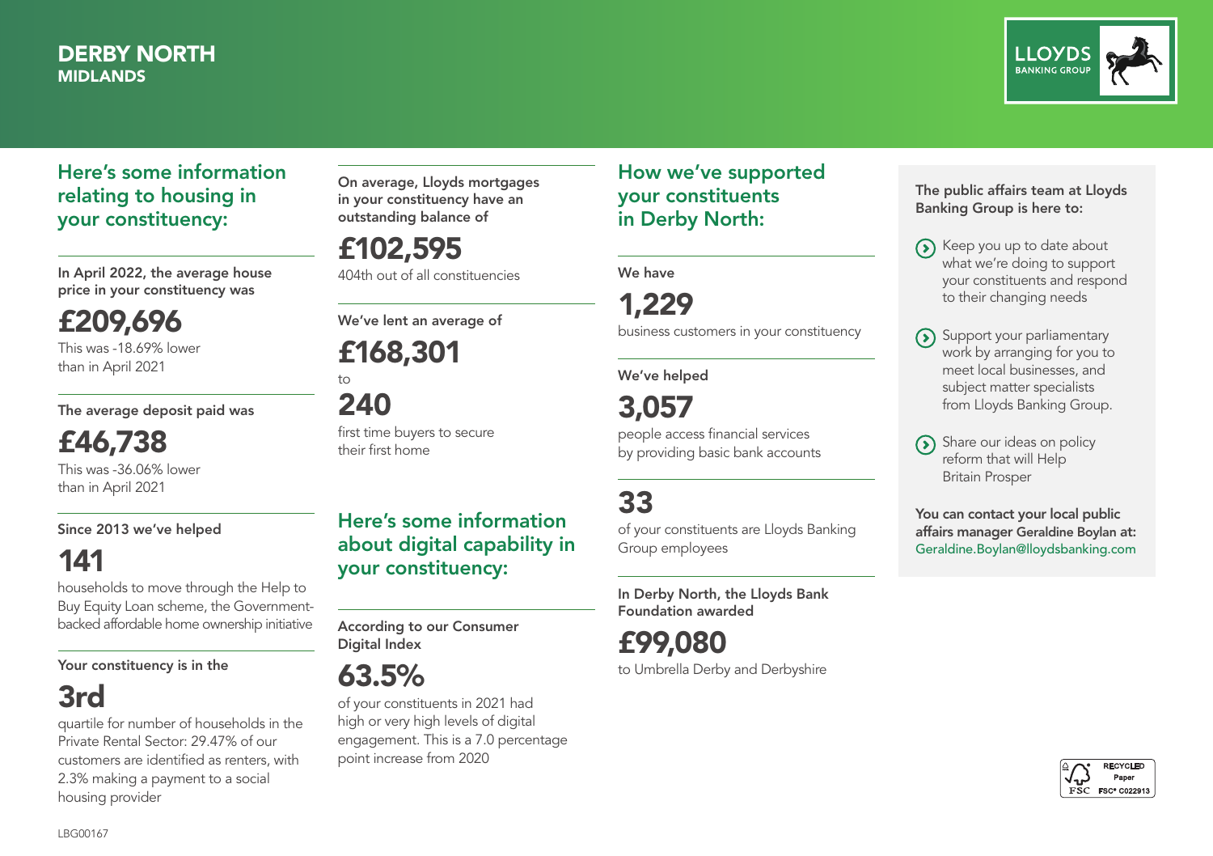# DERBY NORTH
## MIDLANDS

LLOYDS BANKING GROUP

## Here's some information relating to housing in your constituency:

**In April 2022, the average house price in your constituency was**

**£209,696**

This was -18.69% lower than in April 2021

**The average deposit paid was**

**£46,738**

This was -36.06% lower than in April 2021

**Since 2013 we've helped**

**141**

households to move through the Help to Buy Equity Loan scheme, the Government-backed affordable home ownership initiative

**Your constituency is in the**

**3rd**

quartile for number of households in the Private Rental Sector: 29.47% of our customers are identified as renters, with 2.3% making a payment to a social housing provider

**On average, Lloyds mortgages in your constituency have an outstanding balance of**

**£102,595**

404th out of all constituencies

**We've lent an average of**

**£168,301**

to

**240**

first time buyers to secure their first home

## Here's some information about digital capability in your constituency:

**According to our Consumer Digital Index**

**63.5%**

of your constituents in 2021 had high or very high levels of digital engagement. This is a 7.0 percentage point increase from 2020

## How we've supported your constituents in Derby North:

**We have**

**1,229**

business customers in your constituency

**We've helped**

**3,057**

people access financial services by providing basic bank accounts

**33**

of your constituents are Lloyds Banking Group employees

**In Derby North, the Lloyds Bank Foundation awarded**

**£99,080**

to Umbrella Derby and Derbyshire

**The public affairs team at Lloyds Banking Group is here to:**

- Keep you up to date about what we're doing to support your constituents and respond to their changing needs
- Support your parliamentary work by arranging for you to meet local businesses, and subject matter specialists from Lloyds Banking Group.
- Share our ideas on policy reform that will Help Britain Prosper

**You can contact your local public affairs manager Geraldine Boylan at:**
Geraldine.Boylan@lloydsbanking.com

RECYCLED Paper FSC® C022913

LBG00167